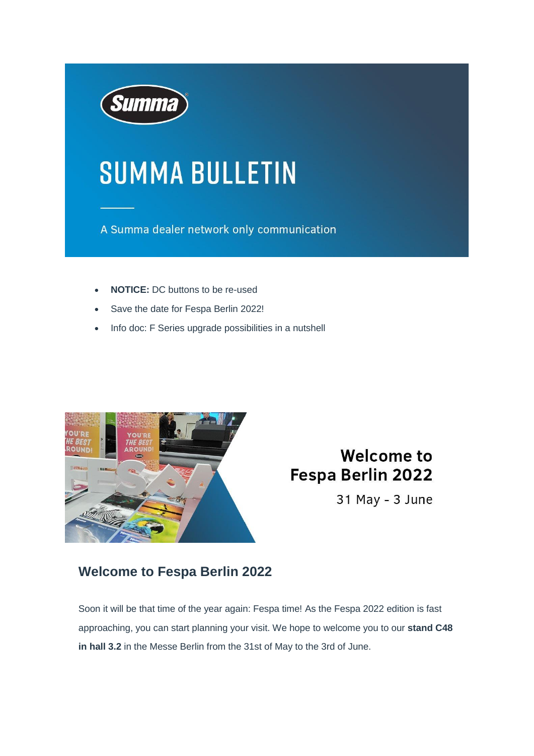# SUMMA BULLETIN

A Summa dealer network only communication

- **NOTICE:** DC buttons to be re-used
- Save the date for Fespa Berlin 2022!
- Info doc: F Series upgrade possibilities in a nutshell

Welcome to Fespa Berlin 2022

31 May - 3 June

## Welcome to Fespa Berlin 2022

Soon it will be that time of the year again: Fespa time! As the Fespa 2022 edition is fast approaching, you can start planning your visit. We hope to welcome you to our **stand C48 in hall 3.2** in the Messe Berlin from the 31st of May to the 3rd of June.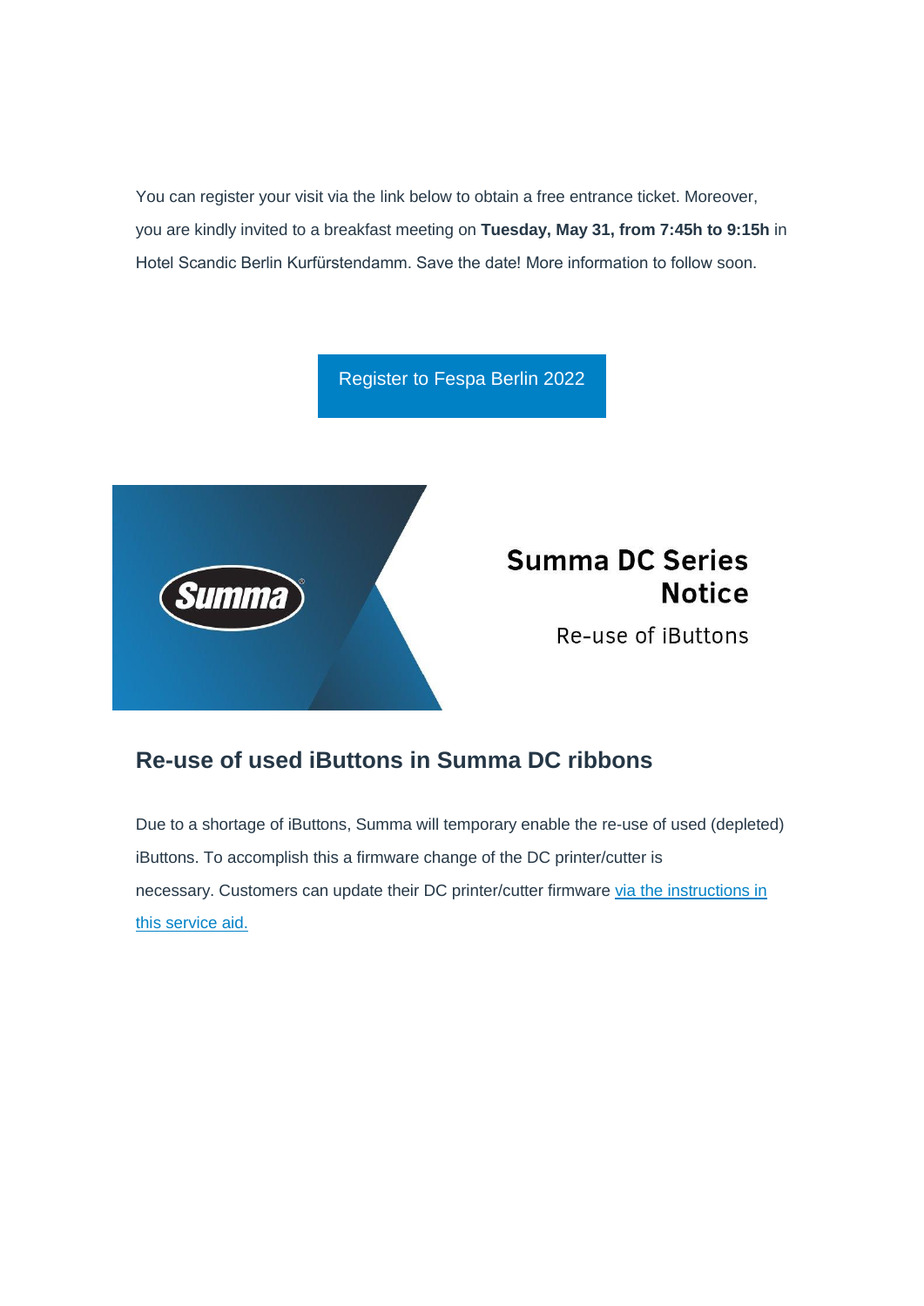You can register your visit via the link below to obtain a free entrance ticket. Moreover, you are kindly invited to a breakfast meeting on **Tuesday, May 31, from 7:45h to 9:15h** in Hotel Scandic Berlin Kurfürstendamm. Save the date! More information to follow soon.

Register to Fespa Berlin 2022

Summa

**Summa DC Series Notice**

Re-use of iButtons

## Re-use of used iButtons in Summa DC ribbons

Due to a shortage of iButtons, Summa will temporary enable the re-use of used (depleted) iButtons. To accomplish this a firmware change of the DC printer/cutter is necessary. Customers can update their DC printer/cutter firmware via the instructions in this service aid.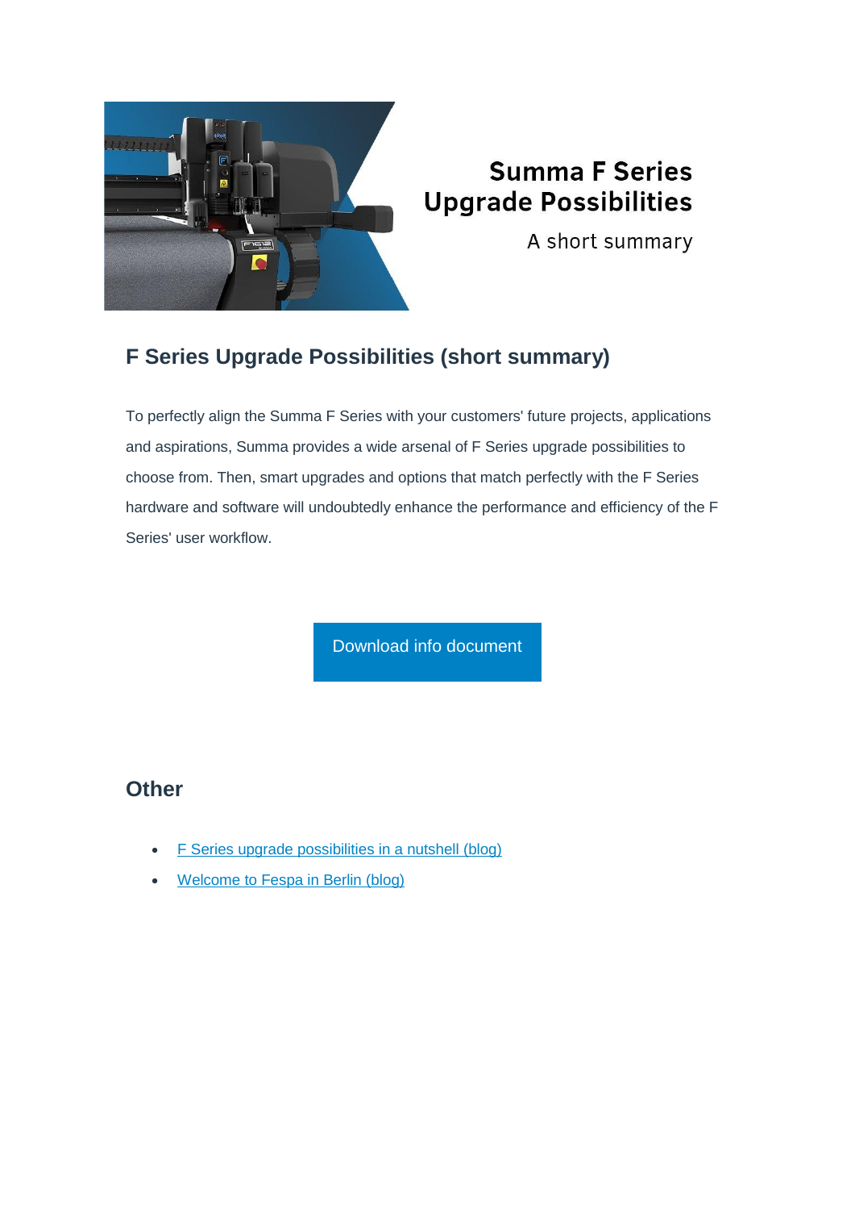Summa F Series Upgrade Possibilities

A short summary

## F Series Upgrade Possibilities (short summary)

To perfectly align the Summa F Series with your customers' future projects, applications and aspirations, Summa provides a wide arsenal of F Series upgrade possibilities to choose from. Then, smart upgrades and options that match perfectly with the F Series hardware and software will undoubtedly enhance the performance and efficiency of the F Series' user workflow.

Download info document

## Other

- F Series upgrade possibilities in a nutshell (blog)
- Welcome to Fespa in Berlin (blog)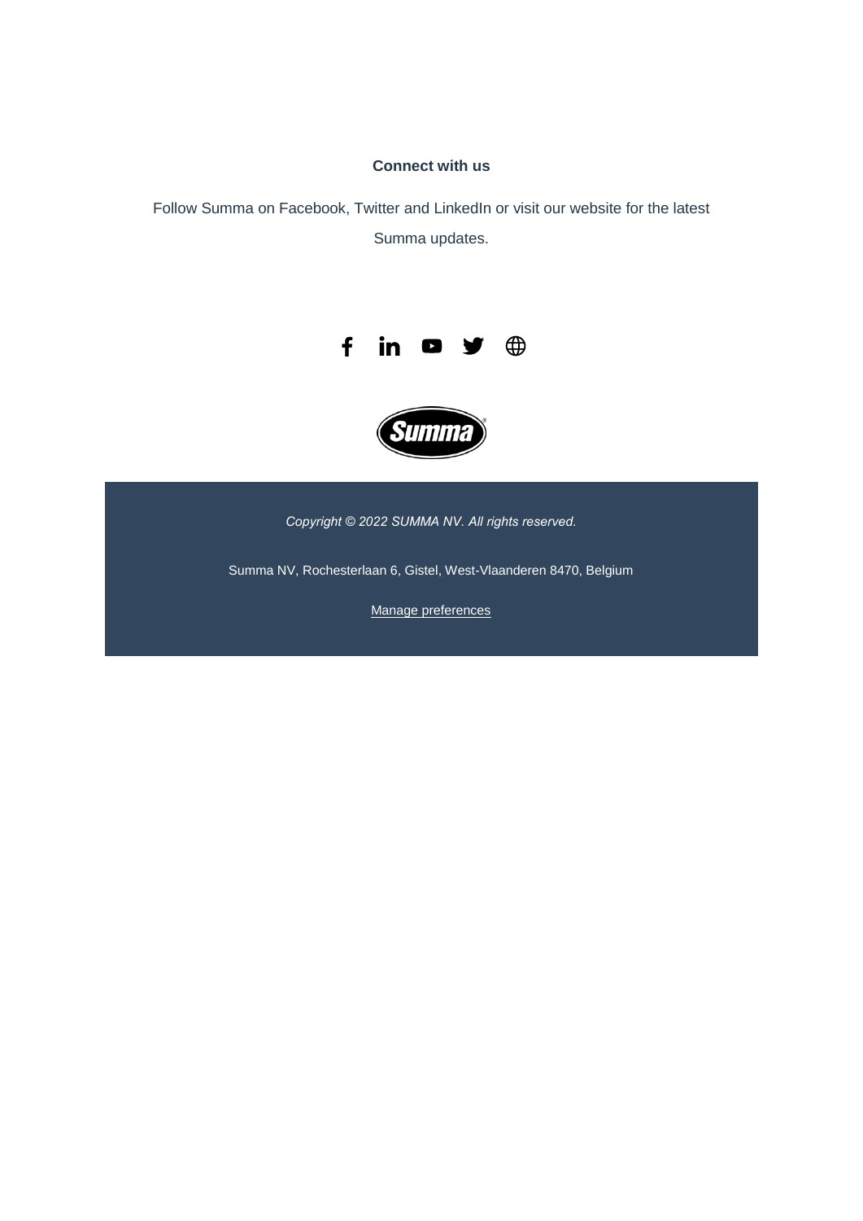**Connect with us**

Follow Summa on Facebook, Twitter and LinkedIn or visit our website for the latest Summa updates.

*Copyright © 2022 SUMMA NV. All rights reserved.*

Summa NV, Rochesterlaan 6, Gistel, West-Vlaanderen 8470, Belgium

Manage preferences